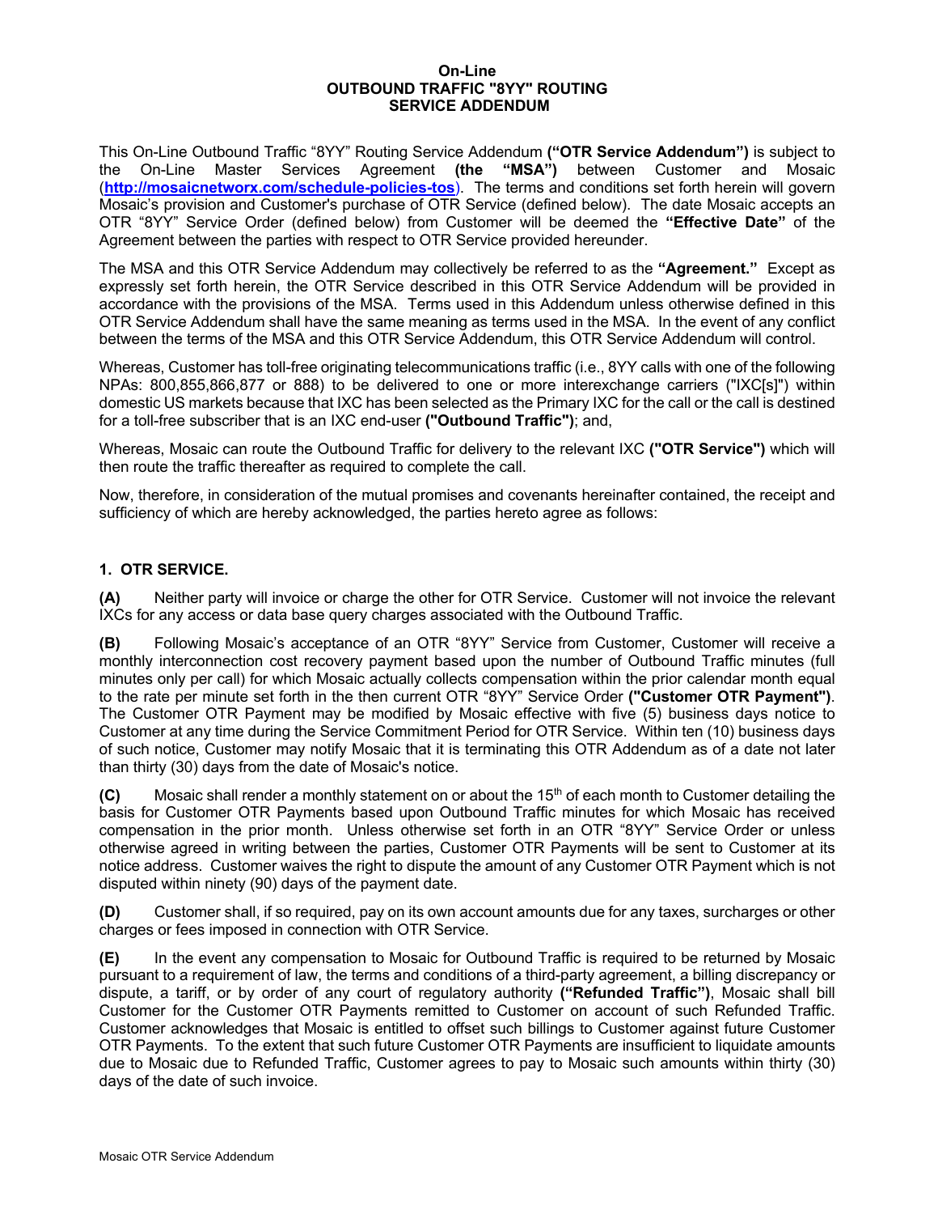**On-Line**
**OUTBOUND TRAFFIC "8YY" ROUTING**
**SERVICE ADDENDUM**

This On-Line Outbound Traffic "8YY" Routing Service Addendum **("OTR Service Addendum")** is subject to the On-Line Master Services Agreement **(the "MSA")** between Customer and Mosaic (**http://mosaicnetworx.com/schedule-policies-tos**). The terms and conditions set forth herein will govern Mosaic's provision and Customer's purchase of OTR Service (defined below). The date Mosaic accepts an OTR "8YY" Service Order (defined below) from Customer will be deemed the **"Effective Date"** of the Agreement between the parties with respect to OTR Service provided hereunder.

The MSA and this OTR Service Addendum may collectively be referred to as the **"Agreement."** Except as expressly set forth herein, the OTR Service described in this OTR Service Addendum will be provided in accordance with the provisions of the MSA. Terms used in this Addendum unless otherwise defined in this OTR Service Addendum shall have the same meaning as terms used in the MSA. In the event of any conflict between the terms of the MSA and this OTR Service Addendum, this OTR Service Addendum will control.

Whereas, Customer has toll-free originating telecommunications traffic (i.e., 8YY calls with one of the following NPAs: 800,855,866,877 or 888) to be delivered to one or more interexchange carriers ("IXC[s]") within domestic US markets because that IXC has been selected as the Primary IXC for the call or the call is destined for a toll-free subscriber that is an IXC end-user **("Outbound Traffic")**; and,

Whereas, Mosaic can route the Outbound Traffic for delivery to the relevant IXC **("OTR Service")** which will then route the traffic thereafter as required to complete the call.

Now, therefore, in consideration of the mutual promises and covenants hereinafter contained, the receipt and sufficiency of which are hereby acknowledged, the parties hereto agree as follows:

## 1. OTR SERVICE.

**(A)** Neither party will invoice or charge the other for OTR Service. Customer will not invoice the relevant IXCs for any access or data base query charges associated with the Outbound Traffic.

**(B)** Following Mosaic's acceptance of an OTR "8YY" Service from Customer, Customer will receive a monthly interconnection cost recovery payment based upon the number of Outbound Traffic minutes (full minutes only per call) for which Mosaic actually collects compensation within the prior calendar month equal to the rate per minute set forth in the then current OTR "8YY" Service Order **("Customer OTR Payment")**. The Customer OTR Payment may be modified by Mosaic effective with five (5) business days notice to Customer at any time during the Service Commitment Period for OTR Service. Within ten (10) business days of such notice, Customer may notify Mosaic that it is terminating this OTR Addendum as of a date not later than thirty (30) days from the date of Mosaic's notice.

**(C)** Mosaic shall render a monthly statement on or about the 15th of each month to Customer detailing the basis for Customer OTR Payments based upon Outbound Traffic minutes for which Mosaic has received compensation in the prior month. Unless otherwise set forth in an OTR "8YY" Service Order or unless otherwise agreed in writing between the parties, Customer OTR Payments will be sent to Customer at its notice address. Customer waives the right to dispute the amount of any Customer OTR Payment which is not disputed within ninety (90) days of the payment date.

**(D)** Customer shall, if so required, pay on its own account amounts due for any taxes, surcharges or other charges or fees imposed in connection with OTR Service.

**(E)** In the event any compensation to Mosaic for Outbound Traffic is required to be returned by Mosaic pursuant to a requirement of law, the terms and conditions of a third-party agreement, a billing discrepancy or dispute, a tariff, or by order of any court of regulatory authority **("Refunded Traffic")**, Mosaic shall bill Customer for the Customer OTR Payments remitted to Customer on account of such Refunded Traffic. Customer acknowledges that Mosaic is entitled to offset such billings to Customer against future Customer OTR Payments. To the extent that such future Customer OTR Payments are insufficient to liquidate amounts due to Mosaic due to Refunded Traffic, Customer agrees to pay to Mosaic such amounts within thirty (30) days of the date of such invoice.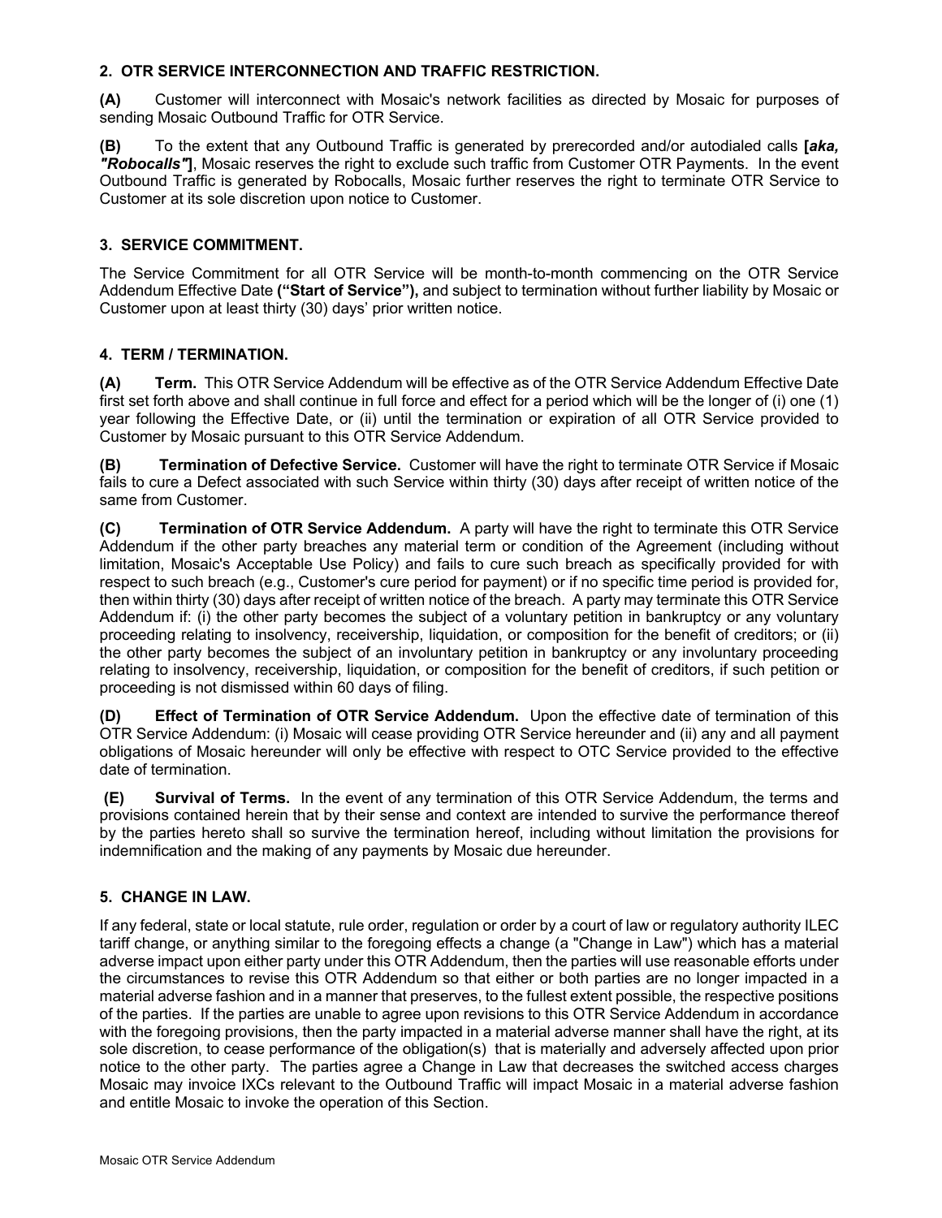### 2. OTR SERVICE INTERCONNECTION AND TRAFFIC RESTRICTION.

**(A)** Customer will interconnect with Mosaic's network facilities as directed by Mosaic for purposes of sending Mosaic Outbound Traffic for OTR Service.

**(B)** To the extent that any Outbound Traffic is generated by prerecorded and/or autodialed calls **[*aka, "Robocalls"*]**, Mosaic reserves the right to exclude such traffic from Customer OTR Payments. In the event Outbound Traffic is generated by Robocalls, Mosaic further reserves the right to terminate OTR Service to Customer at its sole discretion upon notice to Customer.

### 3. SERVICE COMMITMENT.

The Service Commitment for all OTR Service will be month-to-month commencing on the OTR Service Addendum Effective Date **("Start of Service"),** and subject to termination without further liability by Mosaic or Customer upon at least thirty (30) days' prior written notice.

### 4. TERM / TERMINATION.

**(A) Term.** This OTR Service Addendum will be effective as of the OTR Service Addendum Effective Date first set forth above and shall continue in full force and effect for a period which will be the longer of (i) one (1) year following the Effective Date, or (ii) until the termination or expiration of all OTR Service provided to Customer by Mosaic pursuant to this OTR Service Addendum.

**(B) Termination of Defective Service.** Customer will have the right to terminate OTR Service if Mosaic fails to cure a Defect associated with such Service within thirty (30) days after receipt of written notice of the same from Customer.

**(C) Termination of OTR Service Addendum.** A party will have the right to terminate this OTR Service Addendum if the other party breaches any material term or condition of the Agreement (including without limitation, Mosaic's Acceptable Use Policy) and fails to cure such breach as specifically provided for with respect to such breach (e.g., Customer's cure period for payment) or if no specific time period is provided for, then within thirty (30) days after receipt of written notice of the breach. A party may terminate this OTR Service Addendum if: (i) the other party becomes the subject of a voluntary petition in bankruptcy or any voluntary proceeding relating to insolvency, receivership, liquidation, or composition for the benefit of creditors; or (ii) the other party becomes the subject of an involuntary petition in bankruptcy or any involuntary proceeding relating to insolvency, receivership, liquidation, or composition for the benefit of creditors, if such petition or proceeding is not dismissed within 60 days of filing.

**(D) Effect of Termination of OTR Service Addendum.** Upon the effective date of termination of this OTR Service Addendum: (i) Mosaic will cease providing OTR Service hereunder and (ii) any and all payment obligations of Mosaic hereunder will only be effective with respect to OTC Service provided to the effective date of termination.

**(E) Survival of Terms.** In the event of any termination of this OTR Service Addendum, the terms and provisions contained herein that by their sense and context are intended to survive the performance thereof by the parties hereto shall so survive the termination hereof, including without limitation the provisions for indemnification and the making of any payments by Mosaic due hereunder.

### 5. CHANGE IN LAW.

If any federal, state or local statute, rule order, regulation or order by a court of law or regulatory authority ILEC tariff change, or anything similar to the foregoing effects a change (a "Change in Law") which has a material adverse impact upon either party under this OTR Addendum, then the parties will use reasonable efforts under the circumstances to revise this OTR Addendum so that either or both parties are no longer impacted in a material adverse fashion and in a manner that preserves, to the fullest extent possible, the respective positions of the parties. If the parties are unable to agree upon revisions to this OTR Service Addendum in accordance with the foregoing provisions, then the party impacted in a material adverse manner shall have the right, at its sole discretion, to cease performance of the obligation(s) that is materially and adversely affected upon prior notice to the other party. The parties agree a Change in Law that decreases the switched access charges Mosaic may invoice IXCs relevant to the Outbound Traffic will impact Mosaic in a material adverse fashion and entitle Mosaic to invoke the operation of this Section.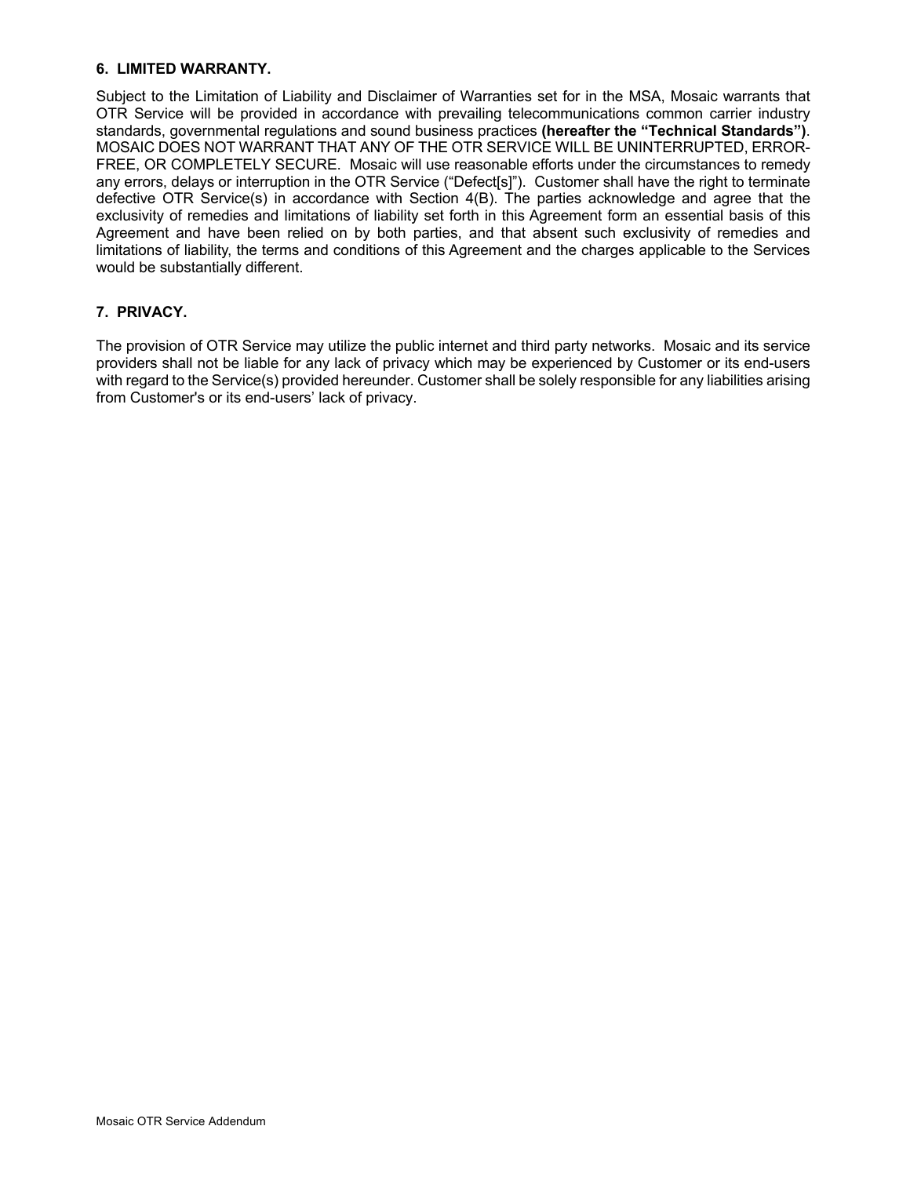### 6. LIMITED WARRANTY.

Subject to the Limitation of Liability and Disclaimer of Warranties set for in the MSA, Mosaic warrants that OTR Service will be provided in accordance with prevailing telecommunications common carrier industry standards, governmental regulations and sound business practices **(hereafter the "Technical Standards")**. MOSAIC DOES NOT WARRANT THAT ANY OF THE OTR SERVICE WILL BE UNINTERRUPTED, ERROR-FREE, OR COMPLETELY SECURE. Mosaic will use reasonable efforts under the circumstances to remedy any errors, delays or interruption in the OTR Service ("Defect[s]"). Customer shall have the right to terminate defective OTR Service(s) in accordance with Section 4(B). The parties acknowledge and agree that the exclusivity of remedies and limitations of liability set forth in this Agreement form an essential basis of this Agreement and have been relied on by both parties, and that absent such exclusivity of remedies and limitations of liability, the terms and conditions of this Agreement and the charges applicable to the Services would be substantially different.

### 7. PRIVACY.

The provision of OTR Service may utilize the public internet and third party networks. Mosaic and its service providers shall not be liable for any lack of privacy which may be experienced by Customer or its end-users with regard to the Service(s) provided hereunder. Customer shall be solely responsible for any liabilities arising from Customer's or its end-users' lack of privacy.